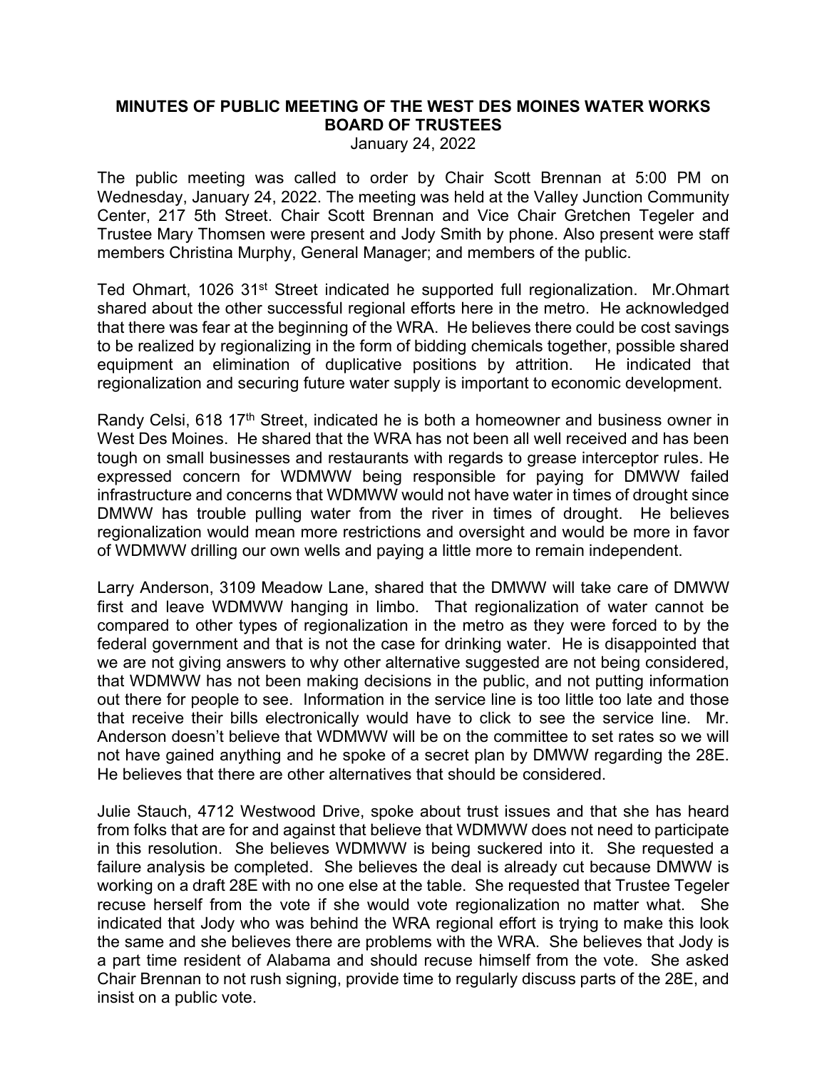**MINUTES OF PUBLIC MEETING OF THE WEST DES MOINES WATER WORKS BOARD OF TRUSTEES**

January 24, 2022

The public meeting was called to order by Chair Scott Brennan at 5:00 PM on Wednesday, January 24, 2022. The meeting was held at the Valley Junction Community Center, 217 5th Street. Chair Scott Brennan and Vice Chair Gretchen Tegeler and Trustee Mary Thomsen were present and Jody Smith by phone. Also present were staff members Christina Murphy, General Manager; and members of the public.

Ted Ohmart, 1026 31st Street indicated he supported full regionalization. Mr.Ohmart shared about the other successful regional efforts here in the metro. He acknowledged that there was fear at the beginning of the WRA. He believes there could be cost savings to be realized by regionalizing in the form of bidding chemicals together, possible shared equipment an elimination of duplicative positions by attrition. He indicated that regionalization and securing future water supply is important to economic development.

Randy Celsi, 618 17th Street, indicated he is both a homeowner and business owner in West Des Moines. He shared that the WRA has not been all well received and has been tough on small businesses and restaurants with regards to grease interceptor rules. He expressed concern for WDMWW being responsible for paying for DMWW failed infrastructure and concerns that WDMWW would not have water in times of drought since DMWW has trouble pulling water from the river in times of drought. He believes regionalization would mean more restrictions and oversight and would be more in favor of WDMWW drilling our own wells and paying a little more to remain independent.

Larry Anderson, 3109 Meadow Lane, shared that the DMWW will take care of DMWW first and leave WDMWW hanging in limbo. That regionalization of water cannot be compared to other types of regionalization in the metro as they were forced to by the federal government and that is not the case for drinking water. He is disappointed that we are not giving answers to why other alternative suggested are not being considered, that WDMWW has not been making decisions in the public, and not putting information out there for people to see. Information in the service line is too little too late and those that receive their bills electronically would have to click to see the service line. Mr. Anderson doesn't believe that WDMWW will be on the committee to set rates so we will not have gained anything and he spoke of a secret plan by DMWW regarding the 28E. He believes that there are other alternatives that should be considered.

Julie Stauch, 4712 Westwood Drive, spoke about trust issues and that she has heard from folks that are for and against that believe that WDMWW does not need to participate in this resolution. She believes WDMWW is being suckered into it. She requested a failure analysis be completed. She believes the deal is already cut because DMWW is working on a draft 28E with no one else at the table. She requested that Trustee Tegeler recuse herself from the vote if she would vote regionalization no matter what. She indicated that Jody who was behind the WRA regional effort is trying to make this look the same and she believes there are problems with the WRA. She believes that Jody is a part time resident of Alabama and should recuse himself from the vote. She asked Chair Brennan to not rush signing, provide time to regularly discuss parts of the 28E, and insist on a public vote.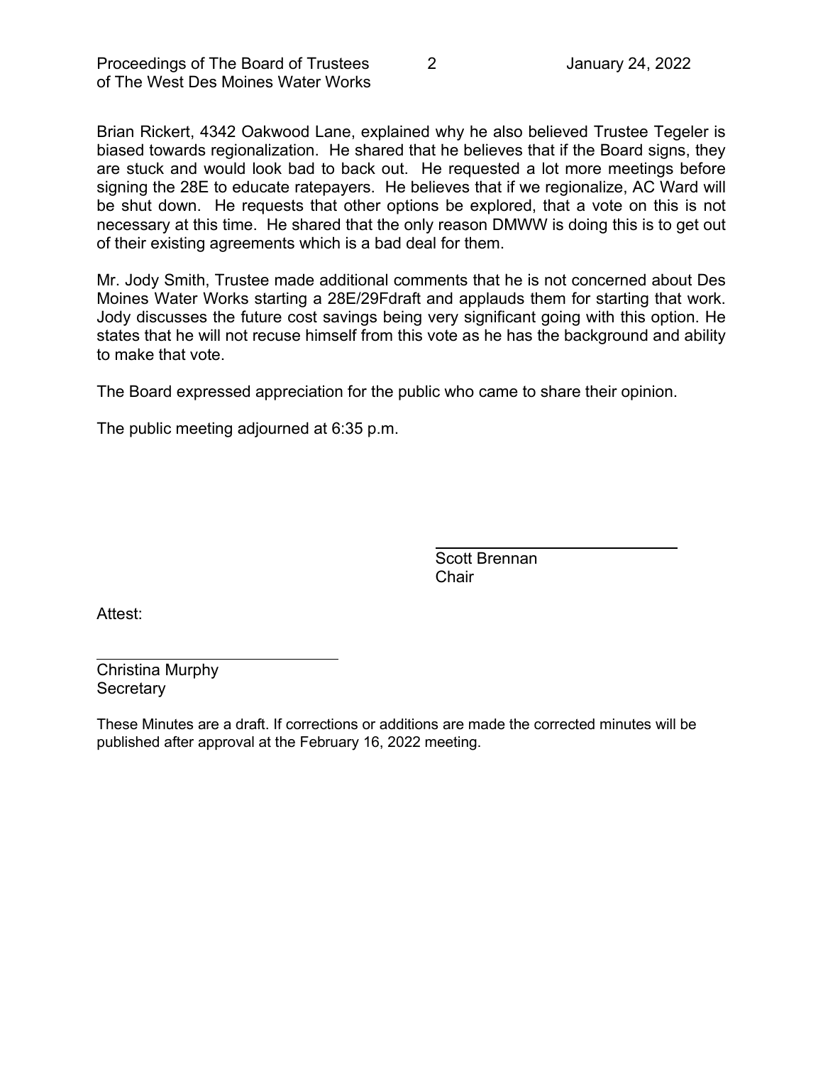Brian Rickert, 4342 Oakwood Lane, explained why he also believed Trustee Tegeler is biased towards regionalization. He shared that he believes that if the Board signs, they are stuck and would look bad to back out. He requested a lot more meetings before signing the 28E to educate ratepayers. He believes that if we regionalize, AC Ward will be shut down. He requests that other options be explored, that a vote on this is not necessary at this time. He shared that the only reason DMWW is doing this is to get out of their existing agreements which is a bad deal for them.

Mr. Jody Smith, Trustee made additional comments that he is not concerned about Des Moines Water Works starting a 28E/29Fdraft and applauds them for starting that work. Jody discusses the future cost savings being very significant going with this option. He states that he will not recuse himself from this vote as he has the background and ability to make that vote.

The Board expressed appreciation for the public who came to share their opinion.

The public meeting adjourned at 6:35 p.m.

Scott Brennan
Chair

Attest:

Christina Murphy
Secretary

These Minutes are a draft. If corrections or additions are made the corrected minutes will be published after approval at the February 16, 2022 meeting.